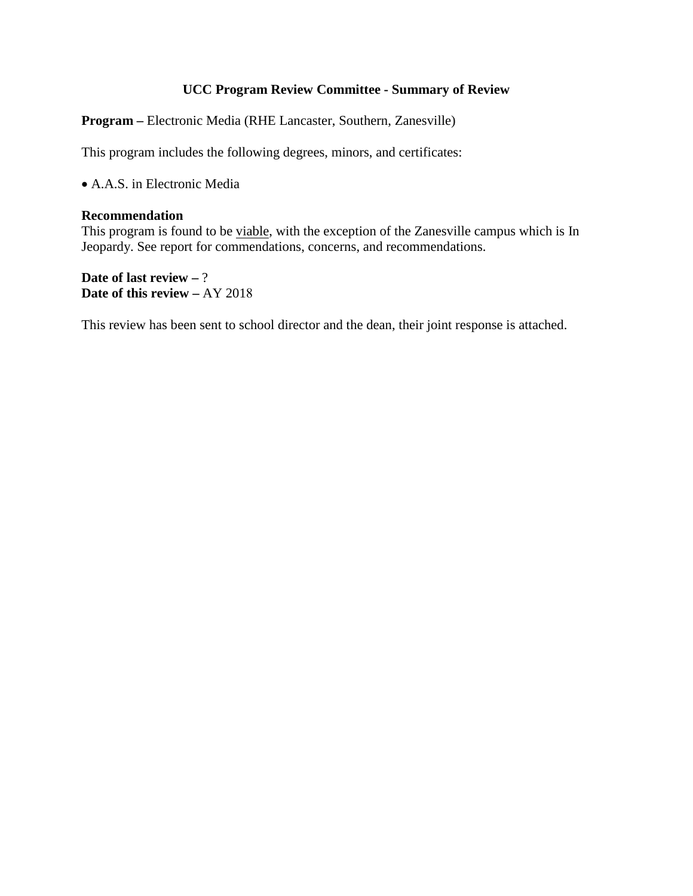# UCC Program Review Committee - Summary of Review

**Program –** Electronic Media (RHE Lancaster, Southern, Zanesville)

This program includes the following degrees, minors, and certificates:

- A.A.S. in Electronic Media

**Recommendation**
This program is found to be viable, with the exception of the Zanesville campus which is In Jeopardy. See report for commendations, concerns, and recommendations.

**Date of last review –** ?
**Date of this review –** AY 2018

This review has been sent to school director and the dean, their joint response is attached.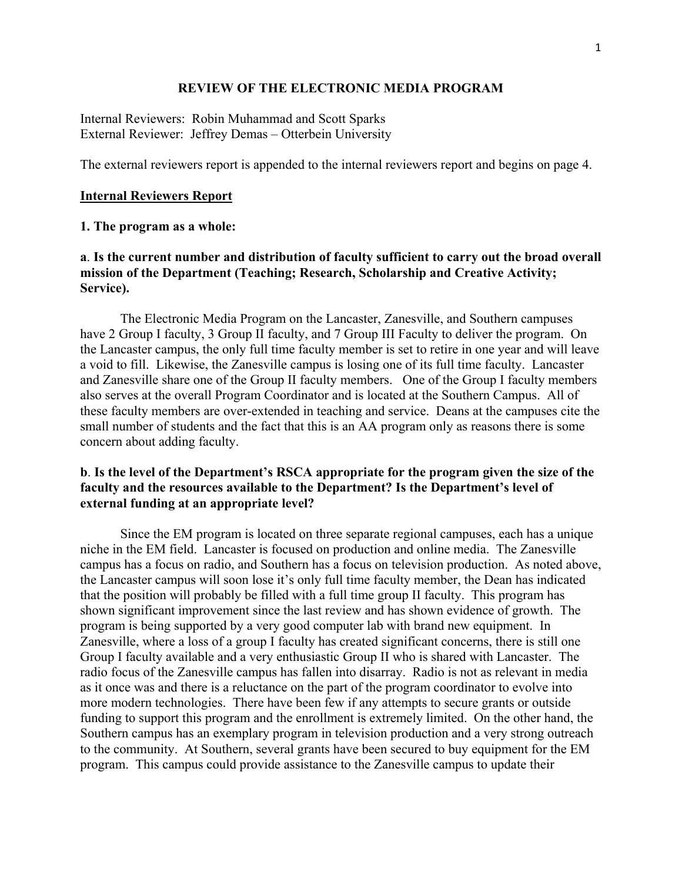**REVIEW OF THE ELECTRONIC MEDIA PROGRAM**

Internal Reviewers: Robin Muhammad and Scott Sparks
External Reviewer: Jeffrey Demas – Otterbein University

The external reviewers report is appended to the internal reviewers report and begins on page 4.

## Internal Reviewers Report

### 1. The program as a whole:

**a**. **Is the current number and distribution of faculty sufficient to carry out the broad overall mission of the Department (Teaching; Research, Scholarship and Creative Activity; Service).**

The Electronic Media Program on the Lancaster, Zanesville, and Southern campuses have 2 Group I faculty, 3 Group II faculty, and 7 Group III Faculty to deliver the program. On the Lancaster campus, the only full time faculty member is set to retire in one year and will leave a void to fill. Likewise, the Zanesville campus is losing one of its full time faculty. Lancaster and Zanesville share one of the Group II faculty members. One of the Group I faculty members also serves at the overall Program Coordinator and is located at the Southern Campus. All of these faculty members are over-extended in teaching and service. Deans at the campuses cite the small number of students and the fact that this is an AA program only as reasons there is some concern about adding faculty.

**b**. **Is the level of the Department's RSCA appropriate for the program given the size of the faculty and the resources available to the Department? Is the Department's level of external funding at an appropriate level?**

Since the EM program is located on three separate regional campuses, each has a unique niche in the EM field. Lancaster is focused on production and online media. The Zanesville campus has a focus on radio, and Southern has a focus on television production. As noted above, the Lancaster campus will soon lose it's only full time faculty member, the Dean has indicated that the position will probably be filled with a full time group II faculty. This program has shown significant improvement since the last review and has shown evidence of growth. The program is being supported by a very good computer lab with brand new equipment. In Zanesville, where a loss of a group I faculty has created significant concerns, there is still one Group I faculty available and a very enthusiastic Group II who is shared with Lancaster. The radio focus of the Zanesville campus has fallen into disarray. Radio is not as relevant in media as it once was and there is a reluctance on the part of the program coordinator to evolve into more modern technologies. There have been few if any attempts to secure grants or outside funding to support this program and the enrollment is extremely limited. On the other hand, the Southern campus has an exemplary program in television production and a very strong outreach to the community. At Southern, several grants have been secured to buy equipment for the EM program. This campus could provide assistance to the Zanesville campus to update their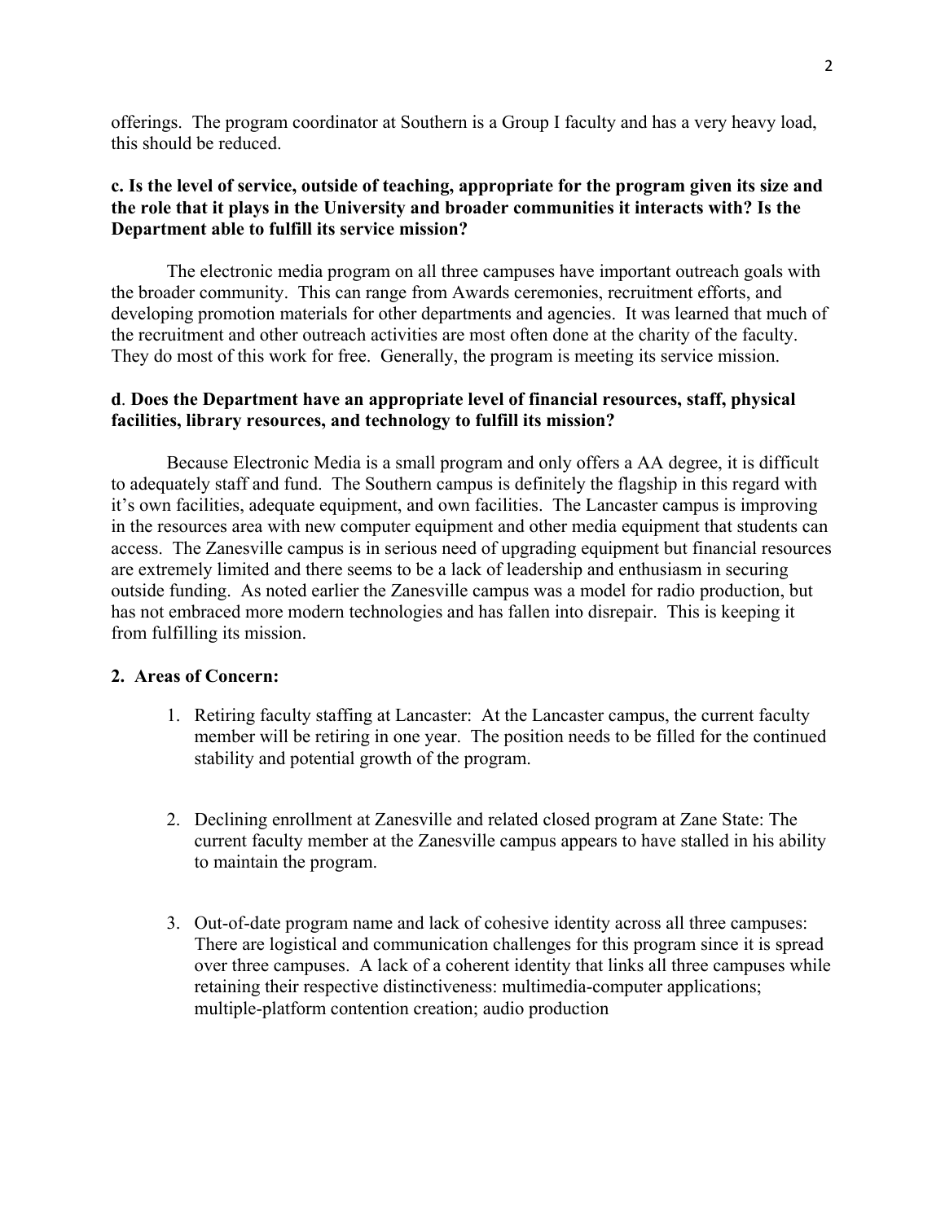offerings. The program coordinator at Southern is a Group I faculty and has a very heavy load, this should be reduced.

**c. Is the level of service, outside of teaching, appropriate for the program given its size and the role that it plays in the University and broader communities it interacts with? Is the Department able to fulfill its service mission?**

The electronic media program on all three campuses have important outreach goals with the broader community. This can range from Awards ceremonies, recruitment efforts, and developing promotion materials for other departments and agencies. It was learned that much of the recruitment and other outreach activities are most often done at the charity of the faculty. They do most of this work for free. Generally, the program is meeting its service mission.

**d. Does the Department have an appropriate level of financial resources, staff, physical facilities, library resources, and technology to fulfill its mission?**

Because Electronic Media is a small program and only offers a AA degree, it is difficult to adequately staff and fund. The Southern campus is definitely the flagship in this regard with it's own facilities, adequate equipment, and own facilities. The Lancaster campus is improving in the resources area with new computer equipment and other media equipment that students can access. The Zanesville campus is in serious need of upgrading equipment but financial resources are extremely limited and there seems to be a lack of leadership and enthusiasm in securing outside funding. As noted earlier the Zanesville campus was a model for radio production, but has not embraced more modern technologies and has fallen into disrepair. This is keeping it from fulfilling its mission.

**2. Areas of Concern:**

1. Retiring faculty staffing at Lancaster: At the Lancaster campus, the current faculty member will be retiring in one year. The position needs to be filled for the continued stability and potential growth of the program.

2. Declining enrollment at Zanesville and related closed program at Zane State: The current faculty member at the Zanesville campus appears to have stalled in his ability to maintain the program.

3. Out-of-date program name and lack of cohesive identity across all three campuses: There are logistical and communication challenges for this program since it is spread over three campuses. A lack of a coherent identity that links all three campuses while retaining their respective distinctiveness: multimedia-computer applications; multiple-platform contention creation; audio production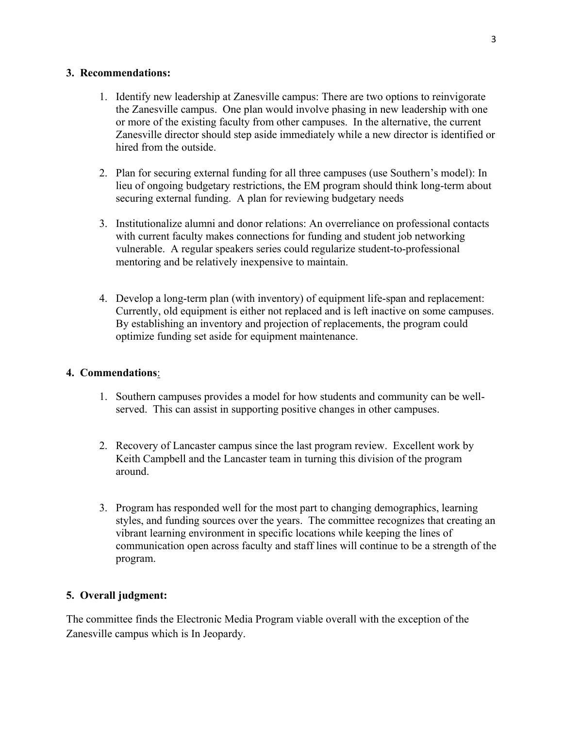## 3. Recommendations:

1. Identify new leadership at Zanesville campus: There are two options to reinvigorate the Zanesville campus. One plan would involve phasing in new leadership with one or more of the existing faculty from other campuses. In the alternative, the current Zanesville director should step aside immediately while a new director is identified or hired from the outside.

2. Plan for securing external funding for all three campuses (use Southern's model): In lieu of ongoing budgetary restrictions, the EM program should think long-term about securing external funding. A plan for reviewing budgetary needs

3. Institutionalize alumni and donor relations: An overreliance on professional contacts with current faculty makes connections for funding and student job networking vulnerable. A regular speakers series could regularize student-to-professional mentoring and be relatively inexpensive to maintain.

4. Develop a long-term plan (with inventory) of equipment life-span and replacement: Currently, old equipment is either not replaced and is left inactive on some campuses. By establishing an inventory and projection of replacements, the program could optimize funding set aside for equipment maintenance.

## 4. Commendations:

1. Southern campuses provides a model for how students and community can be well-served. This can assist in supporting positive changes in other campuses.

2. Recovery of Lancaster campus since the last program review. Excellent work by Keith Campbell and the Lancaster team in turning this division of the program around.

3. Program has responded well for the most part to changing demographics, learning styles, and funding sources over the years. The committee recognizes that creating an vibrant learning environment in specific locations while keeping the lines of communication open across faculty and staff lines will continue to be a strength of the program.

## 5. Overall judgment:

The committee finds the Electronic Media Program viable overall with the exception of the Zanesville campus which is In Jeopardy.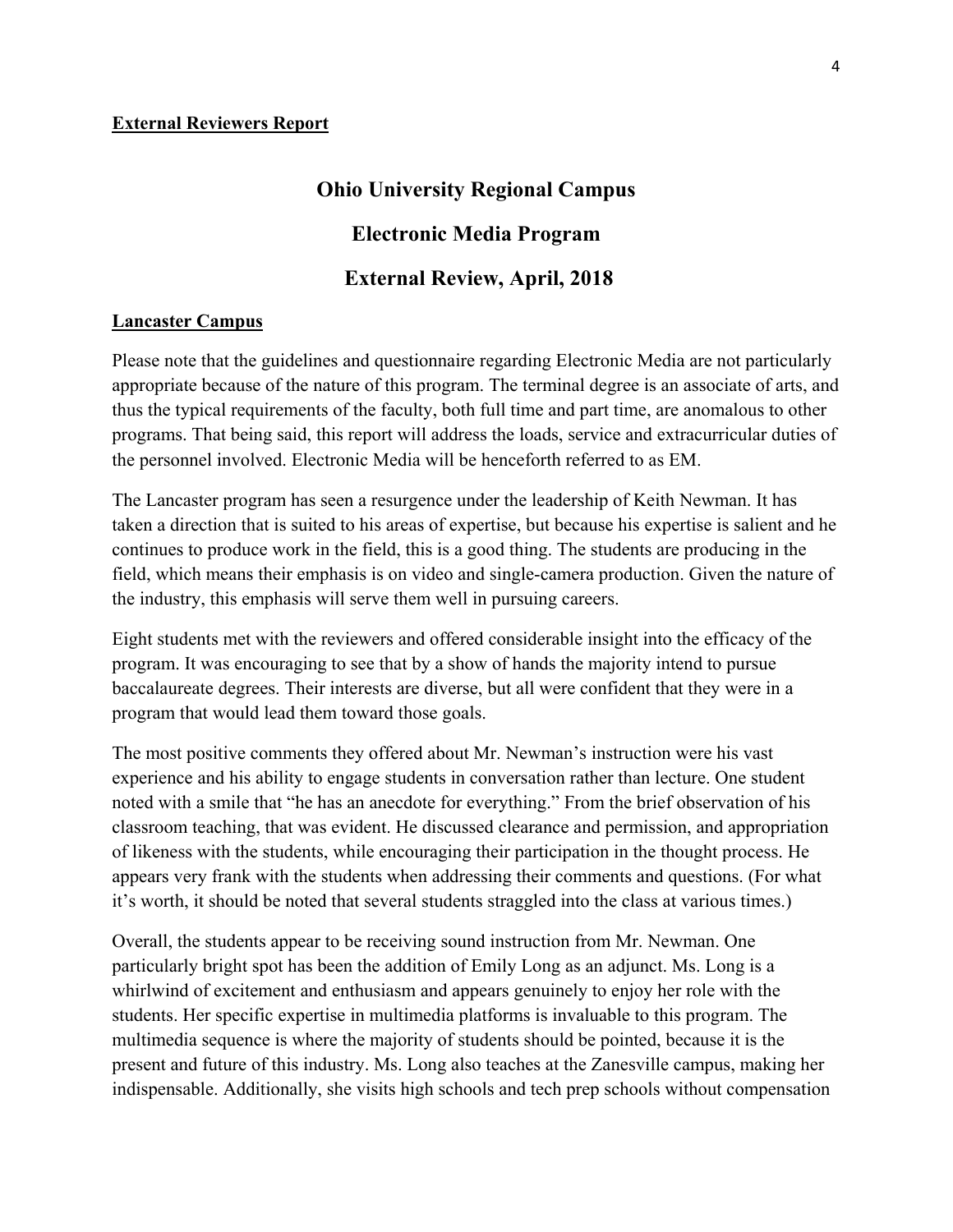**External Reviewers Report**

## Ohio University Regional Campus

## Electronic Media Program

## External Review, April, 2018

**Lancaster Campus**

Please note that the guidelines and questionnaire regarding Electronic Media are not particularly appropriate because of the nature of this program. The terminal degree is an associate of arts, and thus the typical requirements of the faculty, both full time and part time, are anomalous to other programs. That being said, this report will address the loads, service and extracurricular duties of the personnel involved. Electronic Media will be henceforth referred to as EM.

The Lancaster program has seen a resurgence under the leadership of Keith Newman. It has taken a direction that is suited to his areas of expertise, but because his expertise is salient and he continues to produce work in the field, this is a good thing. The students are producing in the field, which means their emphasis is on video and single-camera production. Given the nature of the industry, this emphasis will serve them well in pursuing careers.

Eight students met with the reviewers and offered considerable insight into the efficacy of the program. It was encouraging to see that by a show of hands the majority intend to pursue baccalaureate degrees. Their interests are diverse, but all were confident that they were in a program that would lead them toward those goals.

The most positive comments they offered about Mr. Newman's instruction were his vast experience and his ability to engage students in conversation rather than lecture. One student noted with a smile that "he has an anecdote for everything." From the brief observation of his classroom teaching, that was evident. He discussed clearance and permission, and appropriation of likeness with the students, while encouraging their participation in the thought process. He appears very frank with the students when addressing their comments and questions. (For what it's worth, it should be noted that several students straggled into the class at various times.)

Overall, the students appear to be receiving sound instruction from Mr. Newman. One particularly bright spot has been the addition of Emily Long as an adjunct. Ms. Long is a whirlwind of excitement and enthusiasm and appears genuinely to enjoy her role with the students. Her specific expertise in multimedia platforms is invaluable to this program. The multimedia sequence is where the majority of students should be pointed, because it is the present and future of this industry. Ms. Long also teaches at the Zanesville campus, making her indispensable. Additionally, she visits high schools and tech prep schools without compensation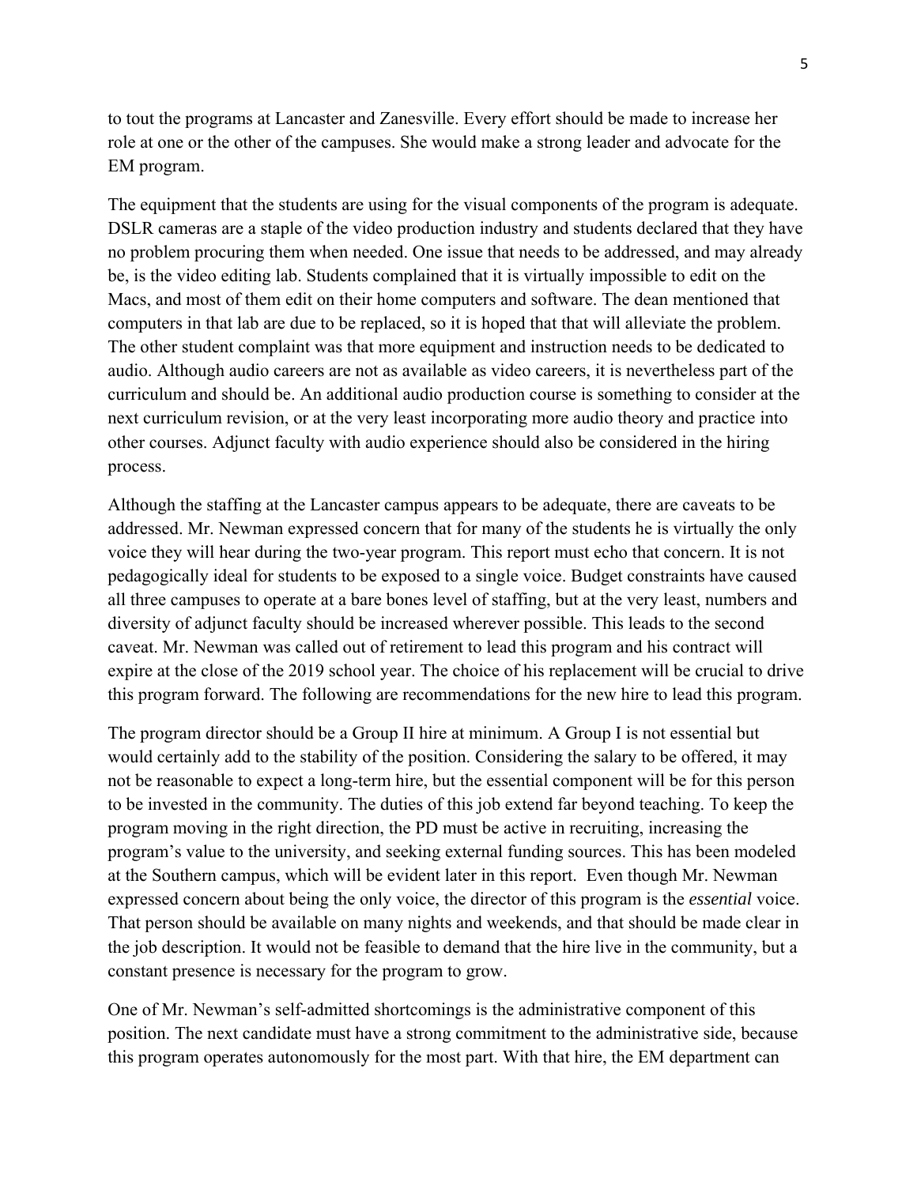to tout the programs at Lancaster and Zanesville. Every effort should be made to increase her role at one or the other of the campuses. She would make a strong leader and advocate for the EM program.

The equipment that the students are using for the visual components of the program is adequate. DSLR cameras are a staple of the video production industry and students declared that they have no problem procuring them when needed. One issue that needs to be addressed, and may already be, is the video editing lab. Students complained that it is virtually impossible to edit on the Macs, and most of them edit on their home computers and software. The dean mentioned that computers in that lab are due to be replaced, so it is hoped that that will alleviate the problem. The other student complaint was that more equipment and instruction needs to be dedicated to audio. Although audio careers are not as available as video careers, it is nevertheless part of the curriculum and should be. An additional audio production course is something to consider at the next curriculum revision, or at the very least incorporating more audio theory and practice into other courses. Adjunct faculty with audio experience should also be considered in the hiring process.

Although the staffing at the Lancaster campus appears to be adequate, there are caveats to be addressed. Mr. Newman expressed concern that for many of the students he is virtually the only voice they will hear during the two-year program. This report must echo that concern. It is not pedagogically ideal for students to be exposed to a single voice. Budget constraints have caused all three campuses to operate at a bare bones level of staffing, but at the very least, numbers and diversity of adjunct faculty should be increased wherever possible. This leads to the second caveat. Mr. Newman was called out of retirement to lead this program and his contract will expire at the close of the 2019 school year. The choice of his replacement will be crucial to drive this program forward. The following are recommendations for the new hire to lead this program.

The program director should be a Group II hire at minimum. A Group I is not essential but would certainly add to the stability of the position. Considering the salary to be offered, it may not be reasonable to expect a long-term hire, but the essential component will be for this person to be invested in the community. The duties of this job extend far beyond teaching. To keep the program moving in the right direction, the PD must be active in recruiting, increasing the program's value to the university, and seeking external funding sources. This has been modeled at the Southern campus, which will be evident later in this report. Even though Mr. Newman expressed concern about being the only voice, the director of this program is the *essential* voice. That person should be available on many nights and weekends, and that should be made clear in the job description. It would not be feasible to demand that the hire live in the community, but a constant presence is necessary for the program to grow.

One of Mr. Newman's self-admitted shortcomings is the administrative component of this position. The next candidate must have a strong commitment to the administrative side, because this program operates autonomously for the most part. With that hire, the EM department can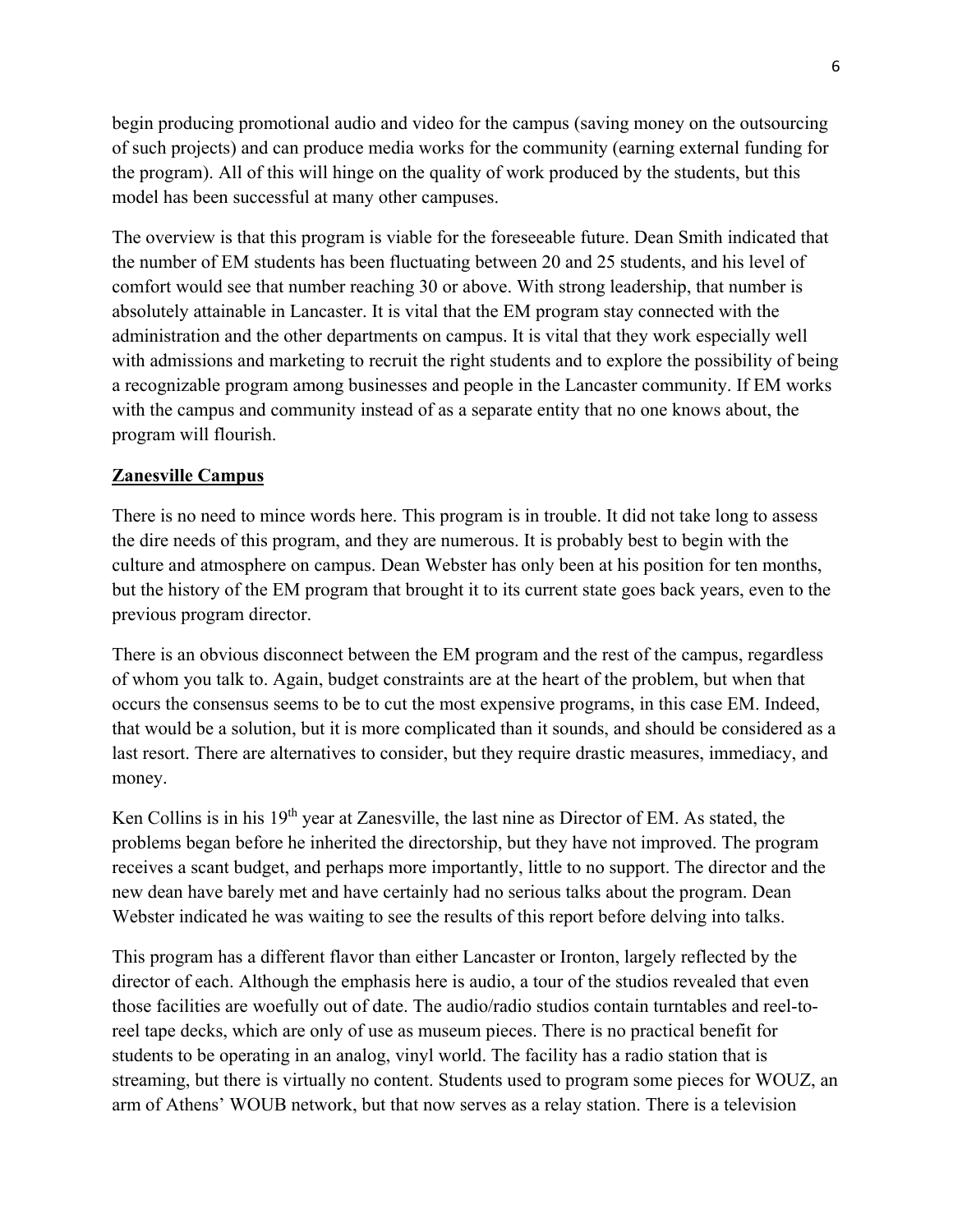begin producing promotional audio and video for the campus (saving money on the outsourcing of such projects) and can produce media works for the community (earning external funding for the program). All of this will hinge on the quality of work produced by the students, but this model has been successful at many other campuses.

The overview is that this program is viable for the foreseeable future. Dean Smith indicated that the number of EM students has been fluctuating between 20 and 25 students, and his level of comfort would see that number reaching 30 or above. With strong leadership, that number is absolutely attainable in Lancaster. It is vital that the EM program stay connected with the administration and the other departments on campus. It is vital that they work especially well with admissions and marketing to recruit the right students and to explore the possibility of being a recognizable program among businesses and people in the Lancaster community. If EM works with the campus and community instead of as a separate entity that no one knows about, the program will flourish.

**Zanesville Campus**

There is no need to mince words here. This program is in trouble. It did not take long to assess the dire needs of this program, and they are numerous. It is probably best to begin with the culture and atmosphere on campus. Dean Webster has only been at his position for ten months, but the history of the EM program that brought it to its current state goes back years, even to the previous program director.

There is an obvious disconnect between the EM program and the rest of the campus, regardless of whom you talk to. Again, budget constraints are at the heart of the problem, but when that occurs the consensus seems to be to cut the most expensive programs, in this case EM. Indeed, that would be a solution, but it is more complicated than it sounds, and should be considered as a last resort. There are alternatives to consider, but they require drastic measures, immediacy, and money.

Ken Collins is in his 19th year at Zanesville, the last nine as Director of EM. As stated, the problems began before he inherited the directorship, but they have not improved. The program receives a scant budget, and perhaps more importantly, little to no support. The director and the new dean have barely met and have certainly had no serious talks about the program. Dean Webster indicated he was waiting to see the results of this report before delving into talks.

This program has a different flavor than either Lancaster or Ironton, largely reflected by the director of each. Although the emphasis here is audio, a tour of the studios revealed that even those facilities are woefully out of date. The audio/radio studios contain turntables and reel-to-reel tape decks, which are only of use as museum pieces. There is no practical benefit for students to be operating in an analog, vinyl world. The facility has a radio station that is streaming, but there is virtually no content. Students used to program some pieces for WOUZ, an arm of Athens' WOUB network, but that now serves as a relay station. There is a television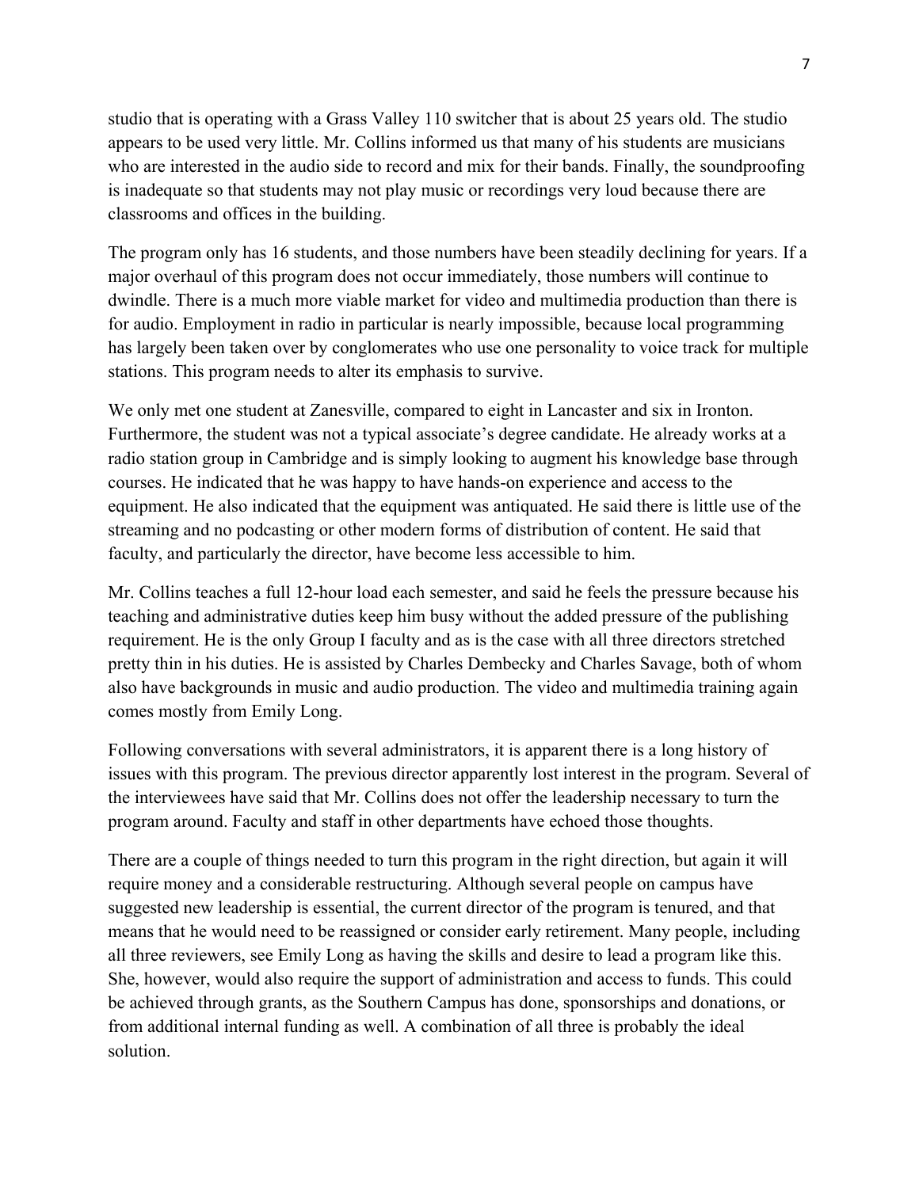studio that is operating with a Grass Valley 110 switcher that is about 25 years old. The studio appears to be used very little. Mr. Collins informed us that many of his students are musicians who are interested in the audio side to record and mix for their bands. Finally, the soundproofing is inadequate so that students may not play music or recordings very loud because there are classrooms and offices in the building.

The program only has 16 students, and those numbers have been steadily declining for years. If a major overhaul of this program does not occur immediately, those numbers will continue to dwindle. There is a much more viable market for video and multimedia production than there is for audio. Employment in radio in particular is nearly impossible, because local programming has largely been taken over by conglomerates who use one personality to voice track for multiple stations. This program needs to alter its emphasis to survive.

We only met one student at Zanesville, compared to eight in Lancaster and six in Ironton. Furthermore, the student was not a typical associate's degree candidate. He already works at a radio station group in Cambridge and is simply looking to augment his knowledge base through courses. He indicated that he was happy to have hands-on experience and access to the equipment. He also indicated that the equipment was antiquated. He said there is little use of the streaming and no podcasting or other modern forms of distribution of content. He said that faculty, and particularly the director, have become less accessible to him.

Mr. Collins teaches a full 12-hour load each semester, and said he feels the pressure because his teaching and administrative duties keep him busy without the added pressure of the publishing requirement. He is the only Group I faculty and as is the case with all three directors stretched pretty thin in his duties. He is assisted by Charles Dembecky and Charles Savage, both of whom also have backgrounds in music and audio production. The video and multimedia training again comes mostly from Emily Long.

Following conversations with several administrators, it is apparent there is a long history of issues with this program. The previous director apparently lost interest in the program. Several of the interviewees have said that Mr. Collins does not offer the leadership necessary to turn the program around. Faculty and staff in other departments have echoed those thoughts.

There are a couple of things needed to turn this program in the right direction, but again it will require money and a considerable restructuring. Although several people on campus have suggested new leadership is essential, the current director of the program is tenured, and that means that he would need to be reassigned or consider early retirement. Many people, including all three reviewers, see Emily Long as having the skills and desire to lead a program like this. She, however, would also require the support of administration and access to funds. This could be achieved through grants, as the Southern Campus has done, sponsorships and donations, or from additional internal funding as well. A combination of all three is probably the ideal solution.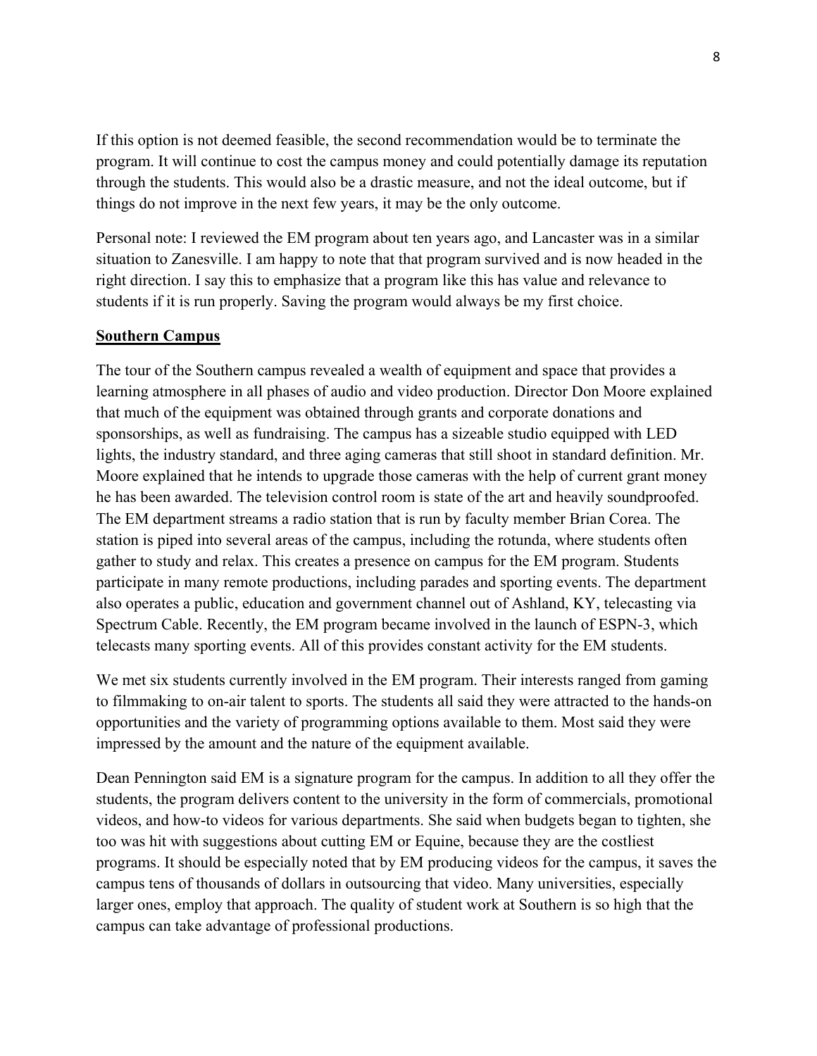If this option is not deemed feasible, the second recommendation would be to terminate the program. It will continue to cost the campus money and could potentially damage its reputation through the students. This would also be a drastic measure, and not the ideal outcome, but if things do not improve in the next few years, it may be the only outcome.

Personal note: I reviewed the EM program about ten years ago, and Lancaster was in a similar situation to Zanesville. I am happy to note that that program survived and is now headed in the right direction. I say this to emphasize that a program like this has value and relevance to students if it is run properly. Saving the program would always be my first choice.

**Southern Campus**

The tour of the Southern campus revealed a wealth of equipment and space that provides a learning atmosphere in all phases of audio and video production. Director Don Moore explained that much of the equipment was obtained through grants and corporate donations and sponsorships, as well as fundraising. The campus has a sizeable studio equipped with LED lights, the industry standard, and three aging cameras that still shoot in standard definition. Mr. Moore explained that he intends to upgrade those cameras with the help of current grant money he has been awarded. The television control room is state of the art and heavily soundproofed. The EM department streams a radio station that is run by faculty member Brian Corea. The station is piped into several areas of the campus, including the rotunda, where students often gather to study and relax. This creates a presence on campus for the EM program. Students participate in many remote productions, including parades and sporting events. The department also operates a public, education and government channel out of Ashland, KY, telecasting via Spectrum Cable. Recently, the EM program became involved in the launch of ESPN-3, which telecasts many sporting events. All of this provides constant activity for the EM students.

We met six students currently involved in the EM program. Their interests ranged from gaming to filmmaking to on-air talent to sports. The students all said they were attracted to the hands-on opportunities and the variety of programming options available to them. Most said they were impressed by the amount and the nature of the equipment available.

Dean Pennington said EM is a signature program for the campus. In addition to all they offer the students, the program delivers content to the university in the form of commercials, promotional videos, and how-to videos for various departments. She said when budgets began to tighten, she too was hit with suggestions about cutting EM or Equine, because they are the costliest programs. It should be especially noted that by EM producing videos for the campus, it saves the campus tens of thousands of dollars in outsourcing that video. Many universities, especially larger ones, employ that approach. The quality of student work at Southern is so high that the campus can take advantage of professional productions.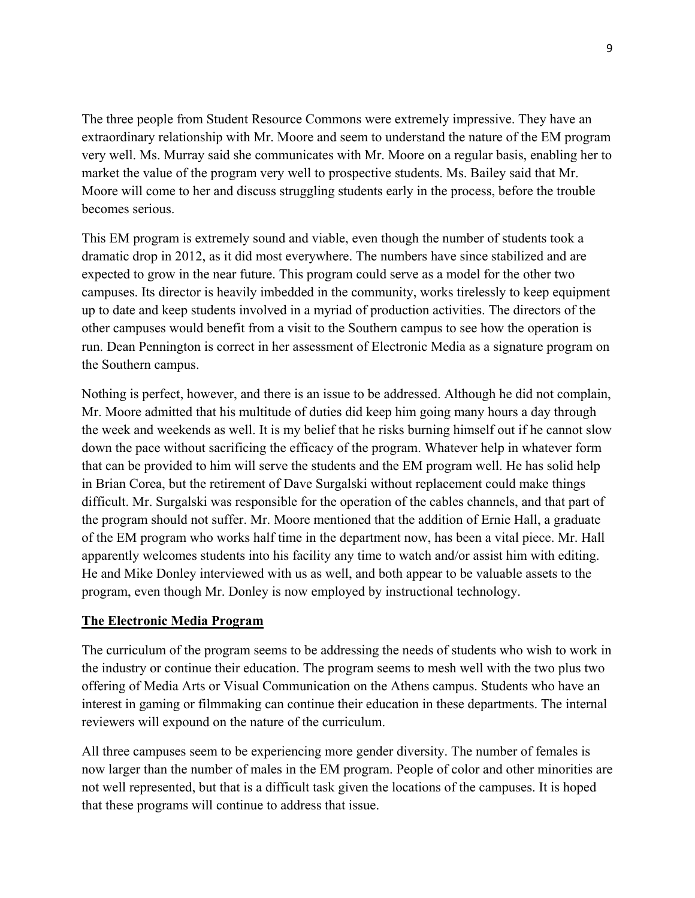The three people from Student Resource Commons were extremely impressive. They have an extraordinary relationship with Mr. Moore and seem to understand the nature of the EM program very well. Ms. Murray said she communicates with Mr. Moore on a regular basis, enabling her to market the value of the program very well to prospective students. Ms. Bailey said that Mr. Moore will come to her and discuss struggling students early in the process, before the trouble becomes serious.

This EM program is extremely sound and viable, even though the number of students took a dramatic drop in 2012, as it did most everywhere. The numbers have since stabilized and are expected to grow in the near future. This program could serve as a model for the other two campuses. Its director is heavily imbedded in the community, works tirelessly to keep equipment up to date and keep students involved in a myriad of production activities. The directors of the other campuses would benefit from a visit to the Southern campus to see how the operation is run. Dean Pennington is correct in her assessment of Electronic Media as a signature program on the Southern campus.

Nothing is perfect, however, and there is an issue to be addressed. Although he did not complain, Mr. Moore admitted that his multitude of duties did keep him going many hours a day through the week and weekends as well. It is my belief that he risks burning himself out if he cannot slow down the pace without sacrificing the efficacy of the program. Whatever help in whatever form that can be provided to him will serve the students and the EM program well. He has solid help in Brian Corea, but the retirement of Dave Surgalski without replacement could make things difficult. Mr. Surgalski was responsible for the operation of the cables channels, and that part of the program should not suffer. Mr. Moore mentioned that the addition of Ernie Hall, a graduate of the EM program who works half time in the department now, has been a vital piece. Mr. Hall apparently welcomes students into his facility any time to watch and/or assist him with editing. He and Mike Donley interviewed with us as well, and both appear to be valuable assets to the program, even though Mr. Donley is now employed by instructional technology.

## The Electronic Media Program

The curriculum of the program seems to be addressing the needs of students who wish to work in the industry or continue their education. The program seems to mesh well with the two plus two offering of Media Arts or Visual Communication on the Athens campus. Students who have an interest in gaming or filmmaking can continue their education in these departments. The internal reviewers will expound on the nature of the curriculum.

All three campuses seem to be experiencing more gender diversity. The number of females is now larger than the number of males in the EM program. People of color and other minorities are not well represented, but that is a difficult task given the locations of the campuses. It is hoped that these programs will continue to address that issue.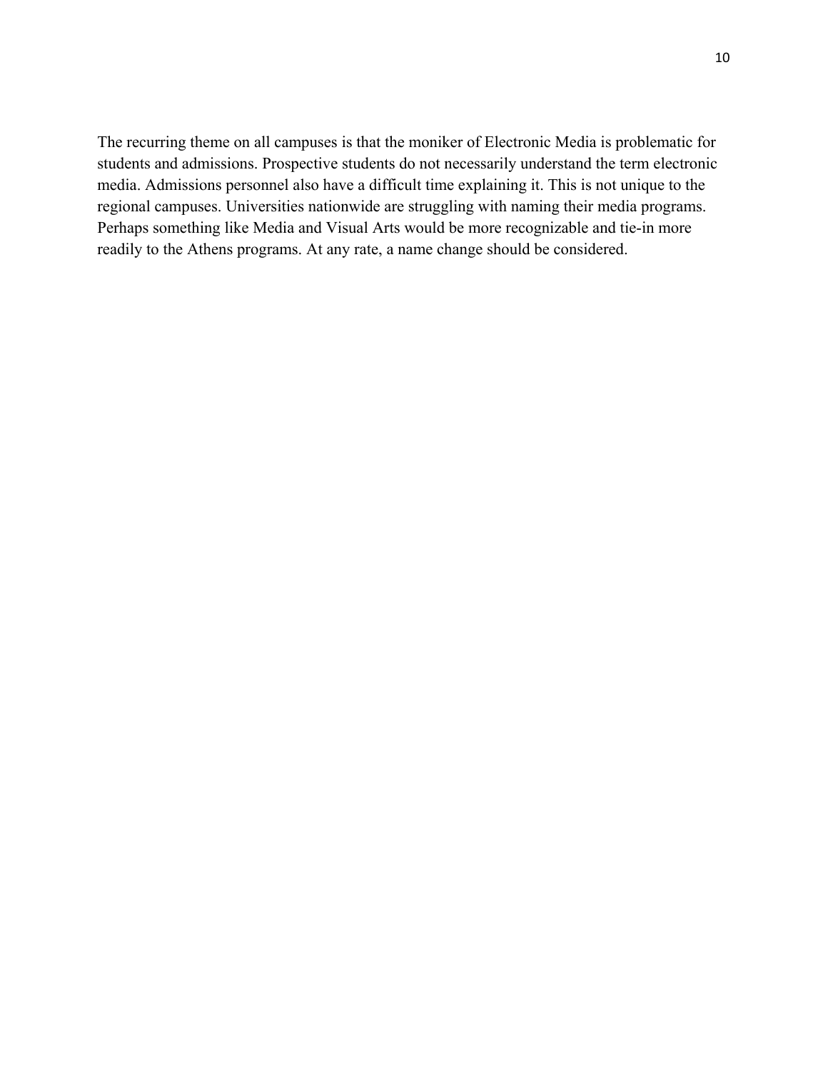The recurring theme on all campuses is that the moniker of Electronic Media is problematic for students and admissions. Prospective students do not necessarily understand the term electronic media. Admissions personnel also have a difficult time explaining it. This is not unique to the regional campuses. Universities nationwide are struggling with naming their media programs. Perhaps something like Media and Visual Arts would be more recognizable and tie-in more readily to the Athens programs. At any rate, a name change should be considered.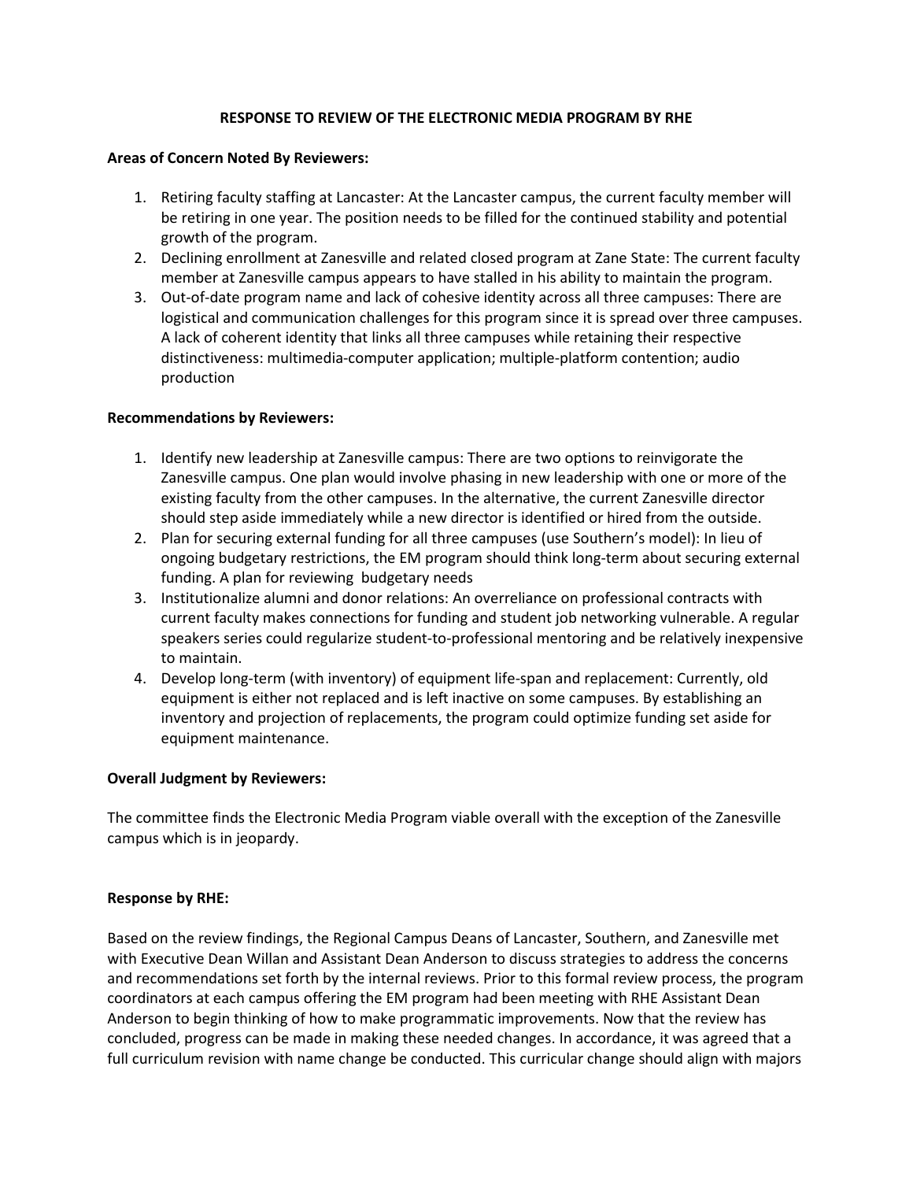## RESPONSE TO REVIEW OF THE ELECTRONIC MEDIA PROGRAM BY RHE

**Areas of Concern Noted By Reviewers:**

1. Retiring faculty staffing at Lancaster: At the Lancaster campus, the current faculty member will be retiring in one year. The position needs to be filled for the continued stability and potential growth of the program.
2. Declining enrollment at Zanesville and related closed program at Zane State: The current faculty member at Zanesville campus appears to have stalled in his ability to maintain the program.
3. Out-of-date program name and lack of cohesive identity across all three campuses: There are logistical and communication challenges for this program since it is spread over three campuses. A lack of coherent identity that links all three campuses while retaining their respective distinctiveness: multimedia-computer application; multiple-platform contention; audio production

**Recommendations by Reviewers:**

1. Identify new leadership at Zanesville campus: There are two options to reinvigorate the Zanesville campus. One plan would involve phasing in new leadership with one or more of the existing faculty from the other campuses. In the alternative, the current Zanesville director should step aside immediately while a new director is identified or hired from the outside.
2. Plan for securing external funding for all three campuses (use Southern's model): In lieu of ongoing budgetary restrictions, the EM program should think long-term about securing external funding. A plan for reviewing budgetary needs
3. Institutionalize alumni and donor relations: An overreliance on professional contracts with current faculty makes connections for funding and student job networking vulnerable. A regular speakers series could regularize student-to-professional mentoring and be relatively inexpensive to maintain.
4. Develop long-term (with inventory) of equipment life-span and replacement: Currently, old equipment is either not replaced and is left inactive on some campuses. By establishing an inventory and projection of replacements, the program could optimize funding set aside for equipment maintenance.

**Overall Judgment by Reviewers:**

The committee finds the Electronic Media Program viable overall with the exception of the Zanesville campus which is in jeopardy.

**Response by RHE:**

Based on the review findings, the Regional Campus Deans of Lancaster, Southern, and Zanesville met with Executive Dean Willan and Assistant Dean Anderson to discuss strategies to address the concerns and recommendations set forth by the internal reviews. Prior to this formal review process, the program coordinators at each campus offering the EM program had been meeting with RHE Assistant Dean Anderson to begin thinking of how to make programmatic improvements. Now that the review has concluded, progress can be made in making these needed changes. In accordance, it was agreed that a full curriculum revision with name change be conducted. This curricular change should align with majors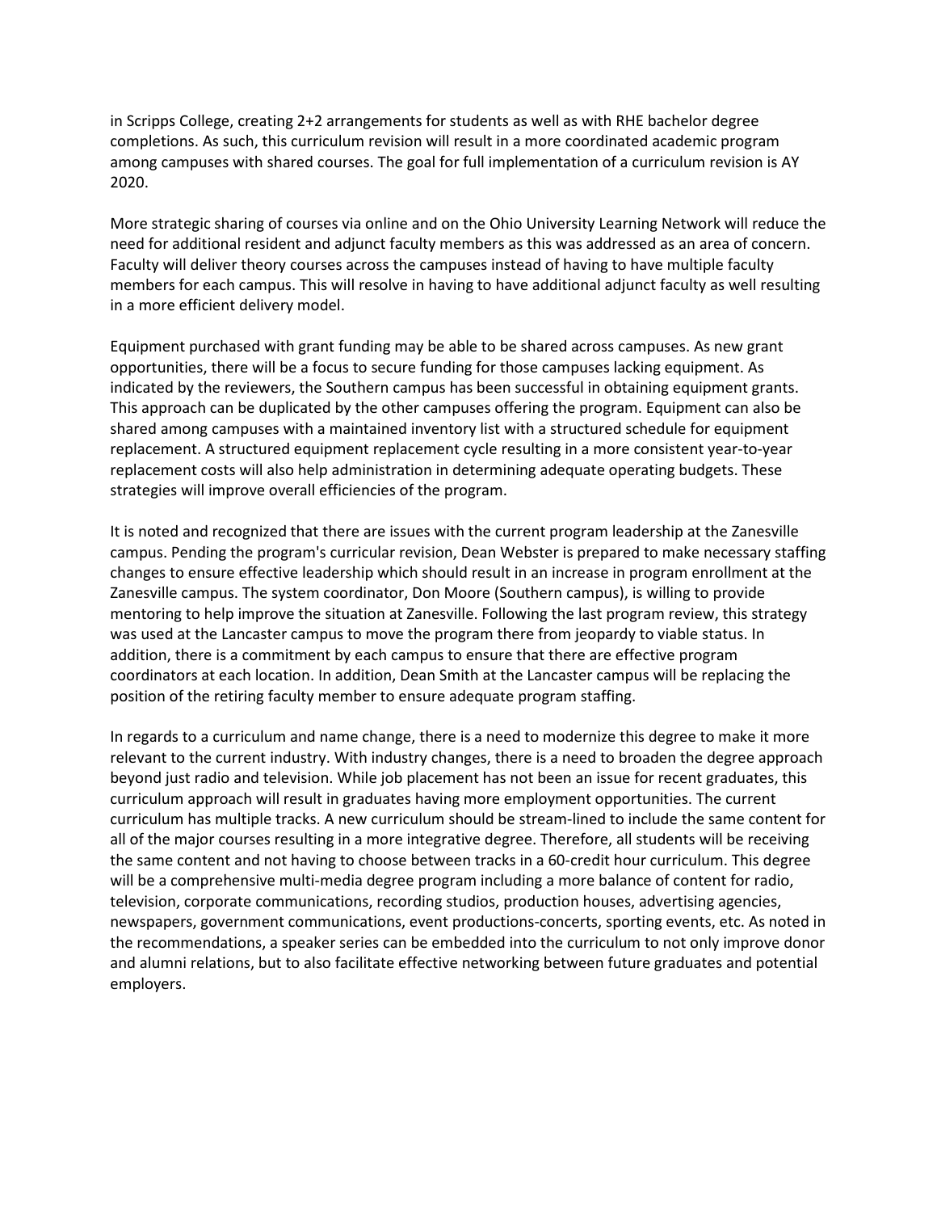in Scripps College, creating 2+2 arrangements for students as well as with RHE bachelor degree completions. As such, this curriculum revision will result in a more coordinated academic program among campuses with shared courses. The goal for full implementation of a curriculum revision is AY 2020.

More strategic sharing of courses via online and on the Ohio University Learning Network will reduce the need for additional resident and adjunct faculty members as this was addressed as an area of concern. Faculty will deliver theory courses across the campuses instead of having to have multiple faculty members for each campus. This will resolve in having to have additional adjunct faculty as well resulting in a more efficient delivery model.

Equipment purchased with grant funding may be able to be shared across campuses. As new grant opportunities, there will be a focus to secure funding for those campuses lacking equipment. As indicated by the reviewers, the Southern campus has been successful in obtaining equipment grants. This approach can be duplicated by the other campuses offering the program. Equipment can also be shared among campuses with a maintained inventory list with a structured schedule for equipment replacement. A structured equipment replacement cycle resulting in a more consistent year-to-year replacement costs will also help administration in determining adequate operating budgets. These strategies will improve overall efficiencies of the program.

It is noted and recognized that there are issues with the current program leadership at the Zanesville campus. Pending the program's curricular revision, Dean Webster is prepared to make necessary staffing changes to ensure effective leadership which should result in an increase in program enrollment at the Zanesville campus. The system coordinator, Don Moore (Southern campus), is willing to provide mentoring to help improve the situation at Zanesville. Following the last program review, this strategy was used at the Lancaster campus to move the program there from jeopardy to viable status. In addition, there is a commitment by each campus to ensure that there are effective program coordinators at each location. In addition, Dean Smith at the Lancaster campus will be replacing the position of the retiring faculty member to ensure adequate program staffing.

In regards to a curriculum and name change, there is a need to modernize this degree to make it more relevant to the current industry. With industry changes, there is a need to broaden the degree approach beyond just radio and television. While job placement has not been an issue for recent graduates, this curriculum approach will result in graduates having more employment opportunities. The current curriculum has multiple tracks. A new curriculum should be stream-lined to include the same content for all of the major courses resulting in a more integrative degree. Therefore, all students will be receiving the same content and not having to choose between tracks in a 60-credit hour curriculum. This degree will be a comprehensive multi-media degree program including a more balance of content for radio, television, corporate communications, recording studios, production houses, advertising agencies, newspapers, government communications, event productions-concerts, sporting events, etc. As noted in the recommendations, a speaker series can be embedded into the curriculum to not only improve donor and alumni relations, but to also facilitate effective networking between future graduates and potential employers.